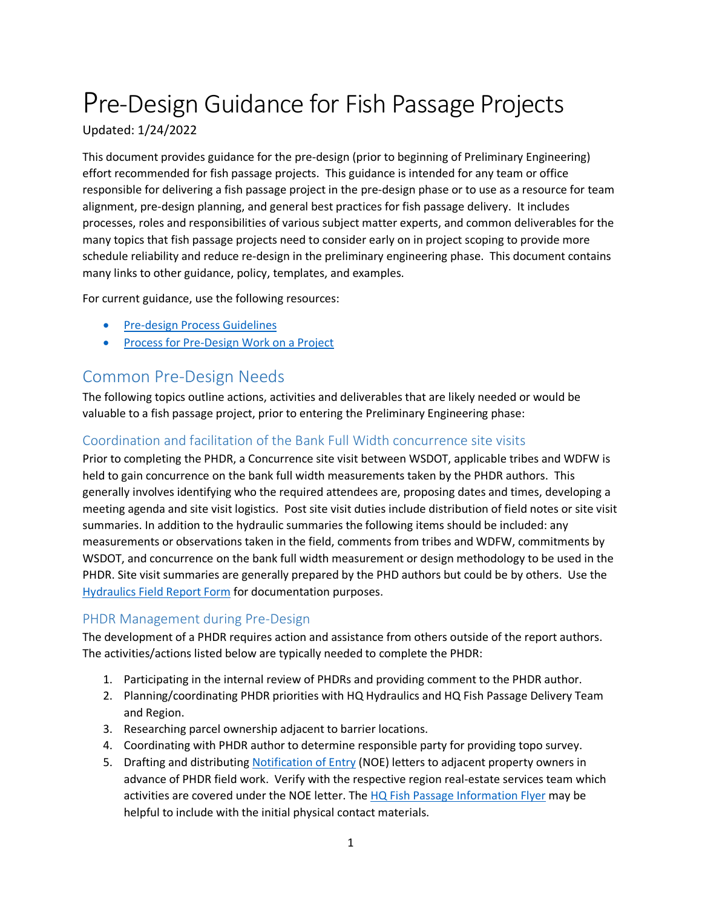# Pre-Design Guidance for Fish Passage Projects

Updated: 1/24/2022

This document provides guidance for the pre-design (prior to beginning of Preliminary Engineering) effort recommended for fish passage projects. This guidance is intended for any team or office responsible for delivering a fish passage project in the pre-design phase or to use as a resource for team alignment, pre-design planning, and general best practices for fish passage delivery. It includes processes, roles and responsibilities of various subject matter experts, and common deliverables for the many topics that fish passage projects need to consider early on in project scoping to provide more schedule reliability and reduce re-design in the preliminary engineering phase. This document contains many links to other guidance, policy, templates, and examples.

For current guidance, use the following resources:

- Pre-design Process Guidelines
- Process for Pre-Design Work on a Project

## Common Pre-Design Needs

The following topics outline actions, activities and deliverables that are likely needed or would be valuable to a fish passage project, prior to entering the Preliminary Engineering phase:

### Coordination and facilitation of the Bank Full Width concurrence site visits

Prior to completing the PHDR, a Concurrence site visit between WSDOT, applicable tribes and WDFW is held to gain concurrence on the bank full width measurements taken by the PHDR authors. This generally involves identifying who the required attendees are, proposing dates and times, developing a meeting agenda and site visit logistics. Post site visit duties include distribution of field notes or site visit summaries. In addition to the hydraulic summaries the following items should be included: any measurements or observations taken in the field, comments from tribes and WDFW, commitments by WSDOT, and concurrence on the bank full width measurement or design methodology to be used in the PHDR. Site visit summaries are generally prepared by the PHD authors but could be by others. Use the Hydraulics Field Report Form for documentation purposes.

### PHDR Management during Pre-Design

The development of a PHDR requires action and assistance from others outside of the report authors. The activities/actions listed below are typically needed to complete the PHDR:

1. Participating in the internal review of PHDRs and providing comment to the PHDR author.
2. Planning/coordinating PHDR priorities with HQ Hydraulics and HQ Fish Passage Delivery Team and Region.
3. Researching parcel ownership adjacent to barrier locations.
4. Coordinating with PHDR author to determine responsible party for providing topo survey.
5. Drafting and distributing Notification of Entry (NOE) letters to adjacent property owners in advance of PHDR field work. Verify with the respective region real-estate services team which activities are covered under the NOE letter. The HQ Fish Passage Information Flyer may be helpful to include with the initial physical contact materials.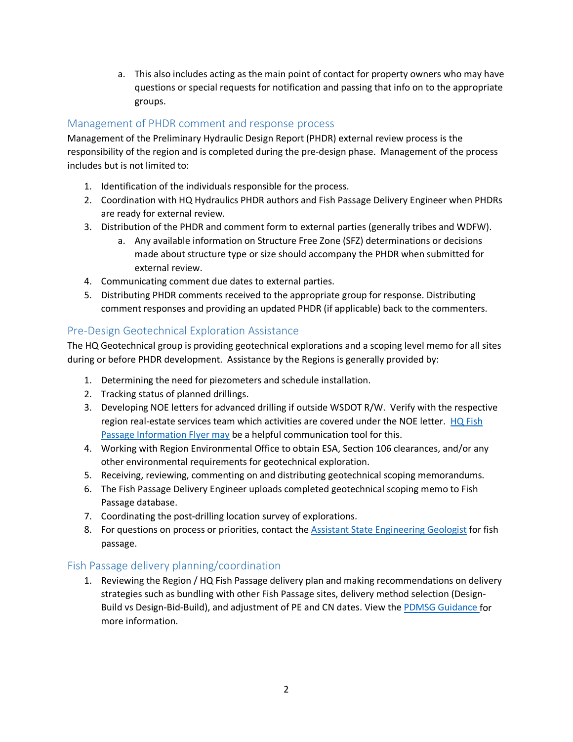a. This also includes acting as the main point of contact for property owners who may have questions or special requests for notification and passing that info on to the appropriate groups.

## Management of PHDR comment and response process

Management of the Preliminary Hydraulic Design Report (PHDR) external review process is the responsibility of the region and is completed during the pre-design phase. Management of the process includes but is not limited to:

1. Identification of the individuals responsible for the process.
2. Coordination with HQ Hydraulics PHDR authors and Fish Passage Delivery Engineer when PHDRs are ready for external review.
3. Distribution of the PHDR and comment form to external parties (generally tribes and WDFW).
    a. Any available information on Structure Free Zone (SFZ) determinations or decisions made about structure type or size should accompany the PHDR when submitted for external review.
4. Communicating comment due dates to external parties.
5. Distributing PHDR comments received to the appropriate group for response. Distributing comment responses and providing an updated PHDR (if applicable) back to the commenters.

## Pre-Design Geotechnical Exploration Assistance

The HQ Geotechnical group is providing geotechnical explorations and a scoping level memo for all sites during or before PHDR development. Assistance by the Regions is generally provided by:

1. Determining the need for piezometers and schedule installation.
2. Tracking status of planned drillings.
3. Developing NOE letters for advanced drilling if outside WSDOT R/W. Verify with the respective region real-estate services team which activities are covered under the NOE letter. HQ Fish Passage Information Flyer may be a helpful communication tool for this.
4. Working with Region Environmental Office to obtain ESA, Section 106 clearances, and/or any other environmental requirements for geotechnical exploration.
5. Receiving, reviewing, commenting on and distributing geotechnical scoping memorandums.
6. The Fish Passage Delivery Engineer uploads completed geotechnical scoping memo to Fish Passage database.
7. Coordinating the post-drilling location survey of explorations.
8. For questions on process or priorities, contact the Assistant State Engineering Geologist for fish passage.

## Fish Passage delivery planning/coordination

1. Reviewing the Region / HQ Fish Passage delivery plan and making recommendations on delivery strategies such as bundling with other Fish Passage sites, delivery method selection (Design-Build vs Design-Bid-Build), and adjustment of PE and CN dates. View the PDMSG Guidance for more information.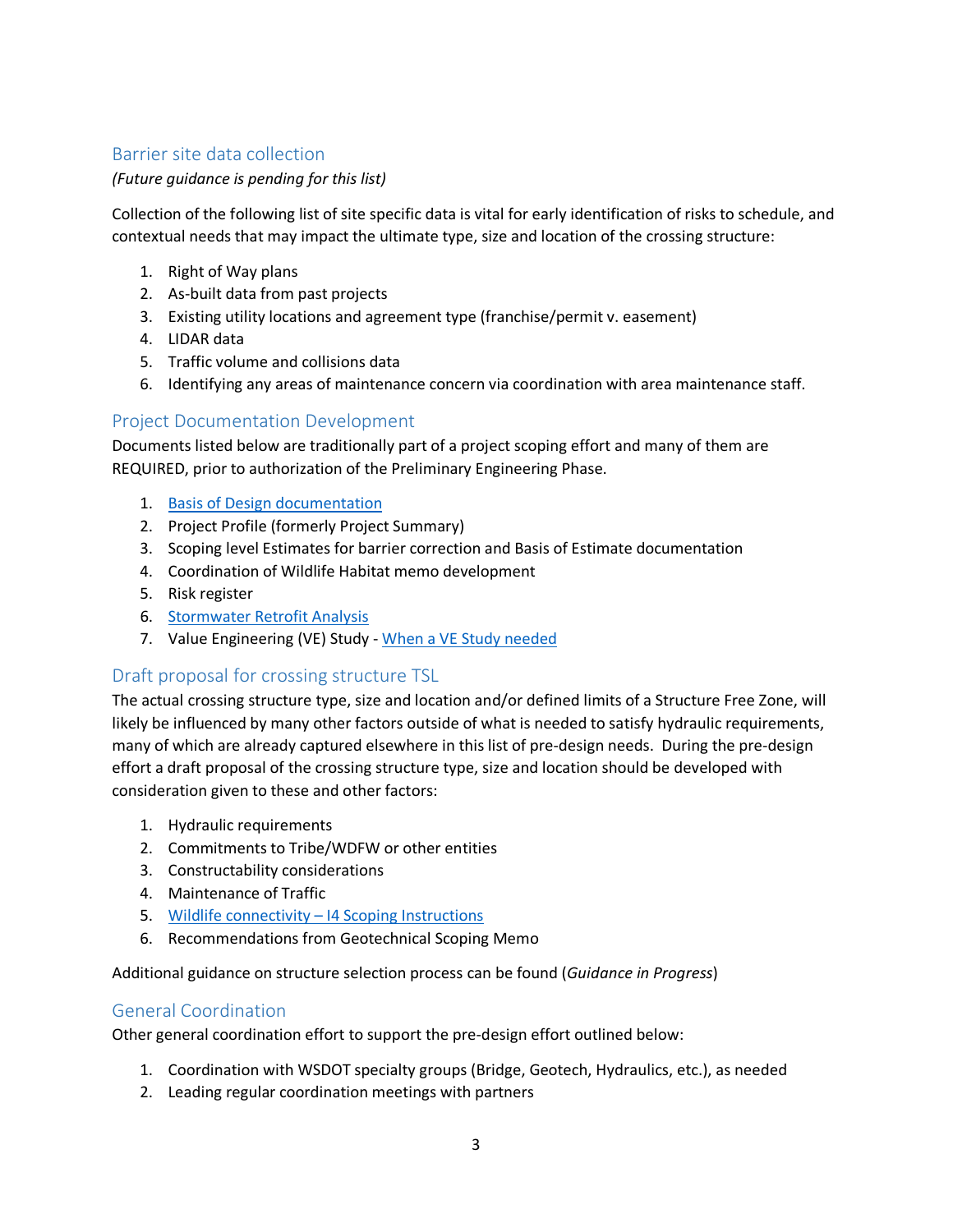## Barrier site data collection

*(Future guidance is pending for this list)*

Collection of the following list of site specific data is vital for early identification of risks to schedule, and contextual needs that may impact the ultimate type, size and location of the crossing structure:

1. Right of Way plans
2. As-built data from past projects
3. Existing utility locations and agreement type (franchise/permit v. easement)
4. LIDAR data
5. Traffic volume and collisions data
6. Identifying any areas of maintenance concern via coordination with area maintenance staff.

## Project Documentation Development

Documents listed below are traditionally part of a project scoping effort and many of them are REQUIRED, prior to authorization of the Preliminary Engineering Phase.

1. Basis of Design documentation
2. Project Profile (formerly Project Summary)
3. Scoping level Estimates for barrier correction and Basis of Estimate documentation
4. Coordination of Wildlife Habitat memo development
5. Risk register
6. Stormwater Retrofit Analysis
7. Value Engineering (VE) Study - When a VE Study needed

## Draft proposal for crossing structure TSL

The actual crossing structure type, size and location and/or defined limits of a Structure Free Zone, will likely be influenced by many other factors outside of what is needed to satisfy hydraulic requirements, many of which are already captured elsewhere in this list of pre-design needs. During the pre-design effort a draft proposal of the crossing structure type, size and location should be developed with consideration given to these and other factors:

1. Hydraulic requirements
2. Commitments to Tribe/WDFW or other entities
3. Constructability considerations
4. Maintenance of Traffic
5. Wildlife connectivity – I4 Scoping Instructions
6. Recommendations from Geotechnical Scoping Memo

Additional guidance on structure selection process can be found (*Guidance in Progress*)

## General Coordination

Other general coordination effort to support the pre-design effort outlined below:

1. Coordination with WSDOT specialty groups (Bridge, Geotech, Hydraulics, etc.), as needed
2. Leading regular coordination meetings with partners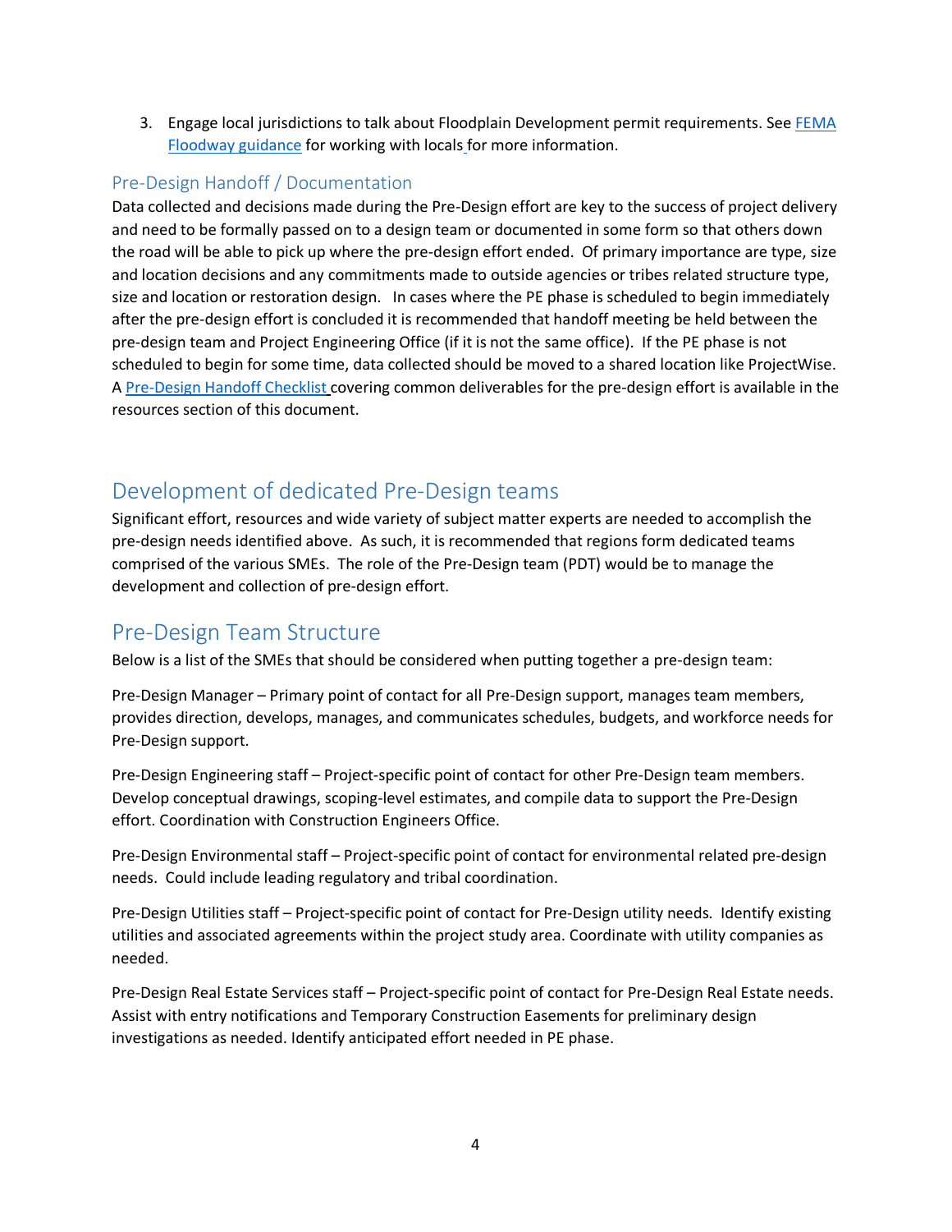3. Engage local jurisdictions to talk about Floodplain Development permit requirements. See FEMA Floodway guidance for working with locals for more information.

### Pre-Design Handoff / Documentation

Data collected and decisions made during the Pre-Design effort are key to the success of project delivery and need to be formally passed on to a design team or documented in some form so that others down the road will be able to pick up where the pre-design effort ended. Of primary importance are type, size and location decisions and any commitments made to outside agencies or tribes related structure type, size and location or restoration design. In cases where the PE phase is scheduled to begin immediately after the pre-design effort is concluded it is recommended that handoff meeting be held between the pre-design team and Project Engineering Office (if it is not the same office). If the PE phase is not scheduled to begin for some time, data collected should be moved to a shared location like ProjectWise. A Pre-Design Handoff Checklist covering common deliverables for the pre-design effort is available in the resources section of this document.

## Development of dedicated Pre-Design teams

Significant effort, resources and wide variety of subject matter experts are needed to accomplish the pre-design needs identified above. As such, it is recommended that regions form dedicated teams comprised of the various SMEs. The role of the Pre-Design team (PDT) would be to manage the development and collection of pre-design effort.

## Pre-Design Team Structure

Below is a list of the SMEs that should be considered when putting together a pre-design team:

Pre-Design Manager – Primary point of contact for all Pre-Design support, manages team members, provides direction, develops, manages, and communicates schedules, budgets, and workforce needs for Pre-Design support.

Pre-Design Engineering staff – Project-specific point of contact for other Pre-Design team members. Develop conceptual drawings, scoping-level estimates, and compile data to support the Pre-Design effort. Coordination with Construction Engineers Office.

Pre-Design Environmental staff – Project-specific point of contact for environmental related pre-design needs. Could include leading regulatory and tribal coordination.

Pre-Design Utilities staff – Project-specific point of contact for Pre-Design utility needs. Identify existing utilities and associated agreements within the project study area. Coordinate with utility companies as needed.

Pre-Design Real Estate Services staff – Project-specific point of contact for Pre-Design Real Estate needs. Assist with entry notifications and Temporary Construction Easements for preliminary design investigations as needed. Identify anticipated effort needed in PE phase.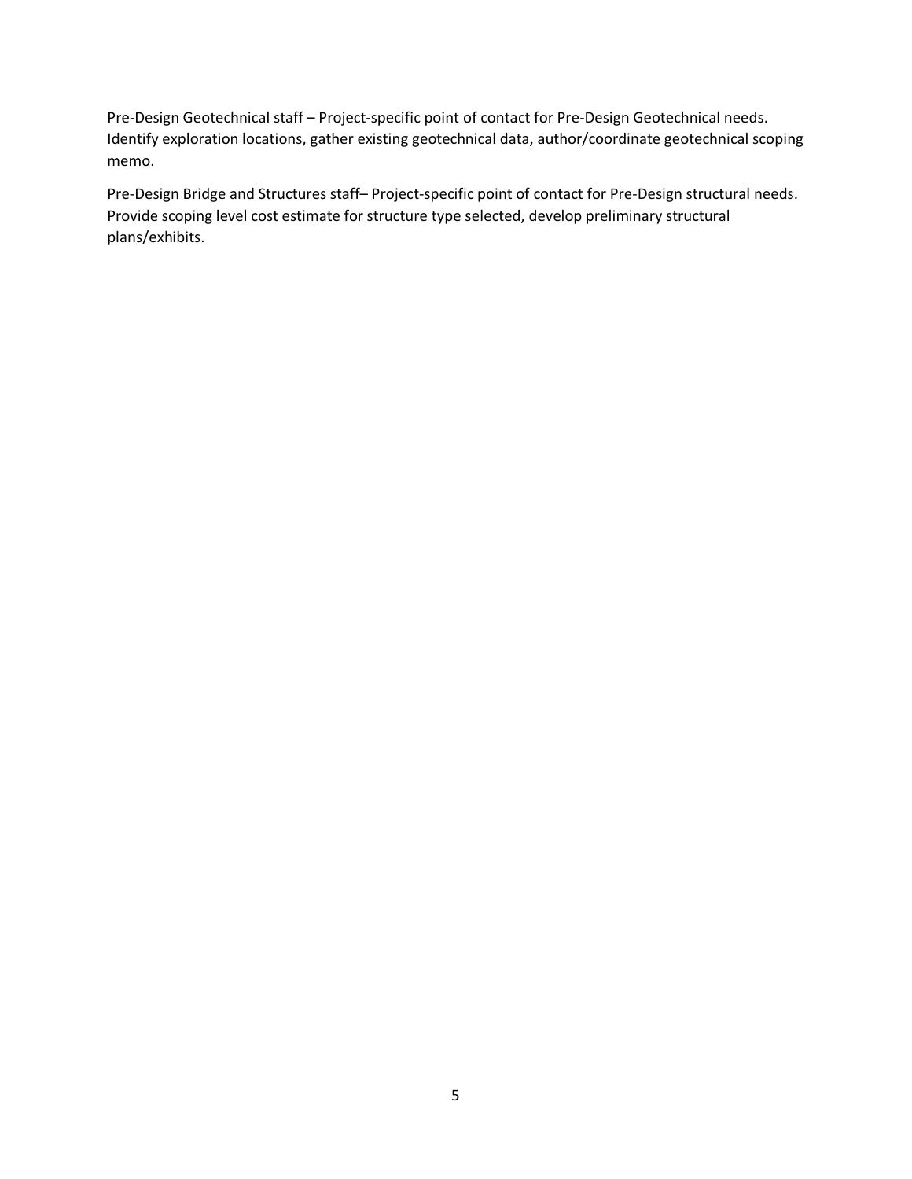Pre-Design Geotechnical staff – Project-specific point of contact for Pre-Design Geotechnical needs. Identify exploration locations, gather existing geotechnical data, author/coordinate geotechnical scoping memo.

Pre-Design Bridge and Structures staff– Project-specific point of contact for Pre-Design structural needs. Provide scoping level cost estimate for structure type selected, develop preliminary structural plans/exhibits.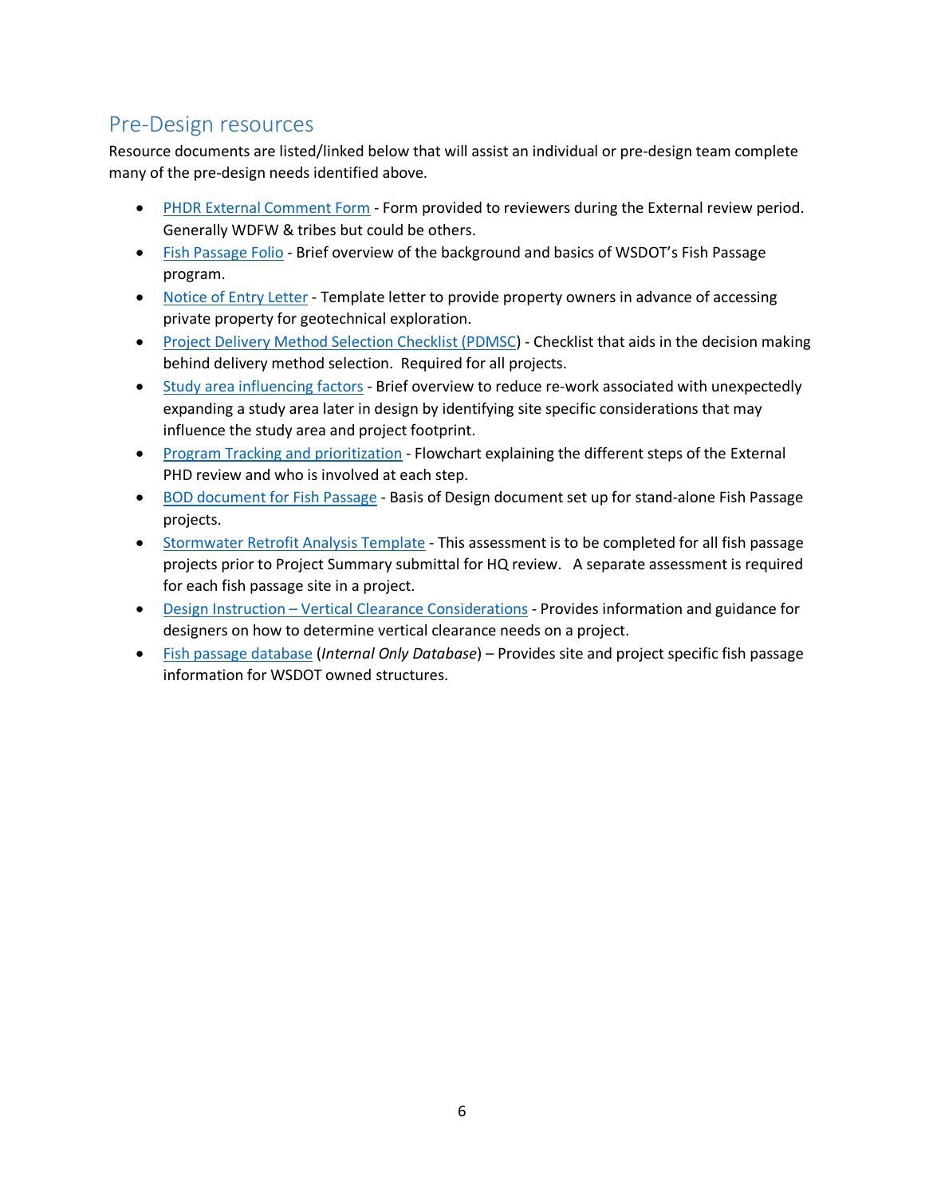## Pre-Design resources

Resource documents are listed/linked below that will assist an individual or pre-design team complete many of the pre-design needs identified above.

- PHDR External Comment Form - Form provided to reviewers during the External review period. Generally WDFW & tribes but could be others.
- Fish Passage Folio - Brief overview of the background and basics of WSDOT's Fish Passage program.
- Notice of Entry Letter - Template letter to provide property owners in advance of accessing private property for geotechnical exploration.
- Project Delivery Method Selection Checklist (PDMSC) - Checklist that aids in the decision making behind delivery method selection. Required for all projects.
- Study area influencing factors - Brief overview to reduce re-work associated with unexpectedly expanding a study area later in design by identifying site specific considerations that may influence the study area and project footprint.
- Program Tracking and prioritization - Flowchart explaining the different steps of the External PHD review and who is involved at each step.
- BOD document for Fish Passage - Basis of Design document set up for stand-alone Fish Passage projects.
- Stormwater Retrofit Analysis Template - This assessment is to be completed for all fish passage projects prior to Project Summary submittal for HQ review. A separate assessment is required for each fish passage site in a project.
- Design Instruction – Vertical Clearance Considerations - Provides information and guidance for designers on how to determine vertical clearance needs on a project.
- Fish passage database (*Internal Only Database*) – Provides site and project specific fish passage information for WSDOT owned structures.